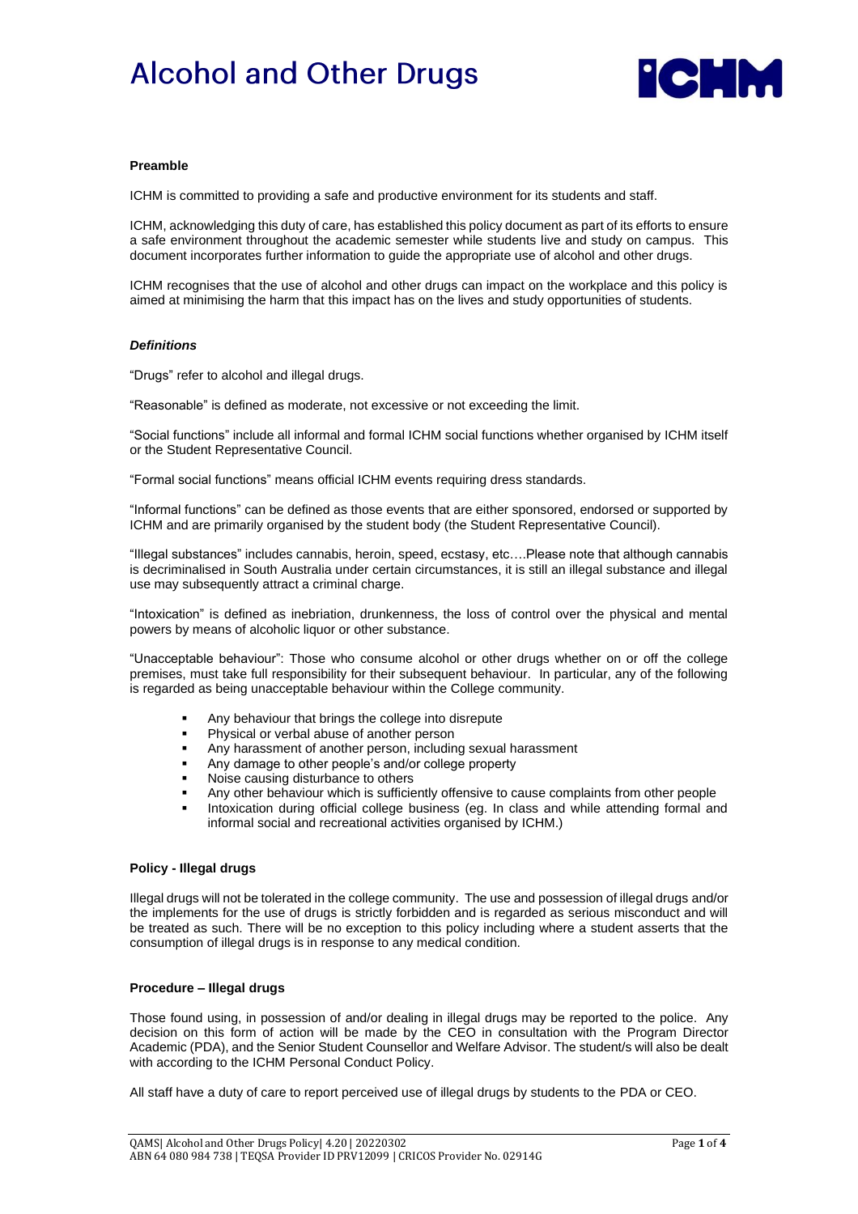# Alcohol and Other Drugs

**Preamble**

ICHM is committed to providing a safe and productive environment for its students and staff.

ICHM, acknowledging this duty of care, has established this policy document as part of its efforts to ensure a safe environment throughout the academic semester while students live and study on campus. This document incorporates further information to guide the appropriate use of alcohol and other drugs.

ICHM recognises that the use of alcohol and other drugs can impact on the workplace and this policy is aimed at minimising the harm that this impact has on the lives and study opportunities of students.

***Definitions***

"Drugs" refer to alcohol and illegal drugs.

"Reasonable" is defined as moderate, not excessive or not exceeding the limit.

"Social functions" include all informal and formal ICHM social functions whether organised by ICHM itself or the Student Representative Council.

"Formal social functions" means official ICHM events requiring dress standards.

"Informal functions" can be defined as those events that are either sponsored, endorsed or supported by ICHM and are primarily organised by the student body (the Student Representative Council).

"Illegal substances" includes cannabis, heroin, speed, ecstasy, etc….Please note that although cannabis is decriminalised in South Australia under certain circumstances, it is still an illegal substance and illegal use may subsequently attract a criminal charge.

"Intoxication" is defined as inebriation, drunkenness, the loss of control over the physical and mental powers by means of alcoholic liquor or other substance.

"Unacceptable behaviour": Those who consume alcohol or other drugs whether on or off the college premises, must take full responsibility for their subsequent behaviour. In particular, any of the following is regarded as being unacceptable behaviour within the College community.

- Any behaviour that brings the college into disrepute
- Physical or verbal abuse of another person
- Any harassment of another person, including sexual harassment
- Any damage to other people's and/or college property
- Noise causing disturbance to others
- Any other behaviour which is sufficiently offensive to cause complaints from other people
- Intoxication during official college business (eg. In class and while attending formal and informal social and recreational activities organised by ICHM.)

**Policy - Illegal drugs**

Illegal drugs will not be tolerated in the college community. The use and possession of illegal drugs and/or the implements for the use of drugs is strictly forbidden and is regarded as serious misconduct and will be treated as such. There will be no exception to this policy including where a student asserts that the consumption of illegal drugs is in response to any medical condition.

**Procedure – Illegal drugs**

Those found using, in possession of and/or dealing in illegal drugs may be reported to the police. Any decision on this form of action will be made by the CEO in consultation with the Program Director Academic (PDA), and the Senior Student Counsellor and Welfare Advisor. The student/s will also be dealt with according to the ICHM Personal Conduct Policy.

All staff have a duty of care to report perceived use of illegal drugs by students to the PDA or CEO.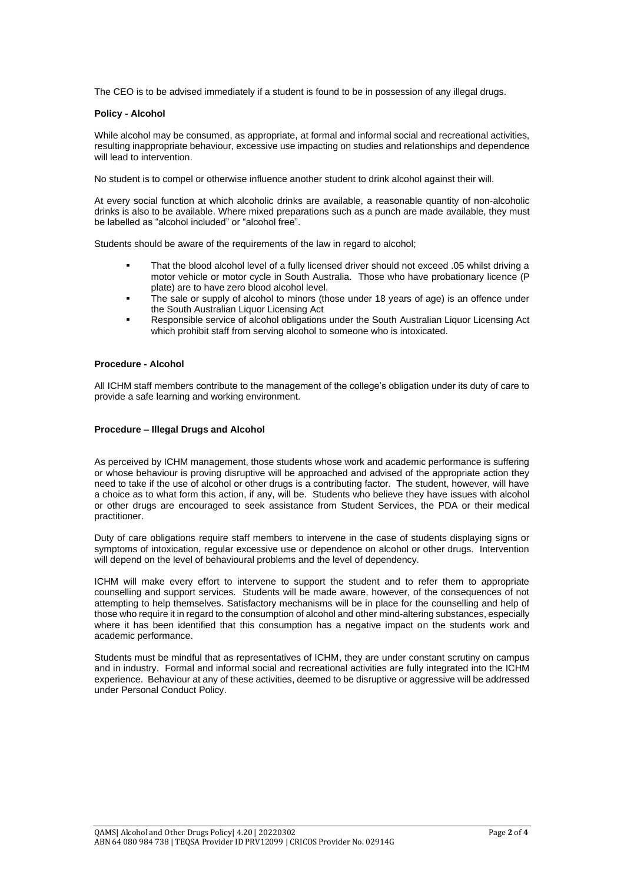The CEO is to be advised immediately if a student is found to be in possession of any illegal drugs.

**Policy - Alcohol**

While alcohol may be consumed, as appropriate, at formal and informal social and recreational activities, resulting inappropriate behaviour, excessive use impacting on studies and relationships and dependence will lead to intervention.

No student is to compel or otherwise influence another student to drink alcohol against their will.

At every social function at which alcoholic drinks are available, a reasonable quantity of non-alcoholic drinks is also to be available. Where mixed preparations such as a punch are made available, they must be labelled as "alcohol included" or "alcohol free".

Students should be aware of the requirements of the law in regard to alcohol;

- That the blood alcohol level of a fully licensed driver should not exceed .05 whilst driving a motor vehicle or motor cycle in South Australia. Those who have probationary licence (P plate) are to have zero blood alcohol level.
- The sale or supply of alcohol to minors (those under 18 years of age) is an offence under the South Australian Liquor Licensing Act
- Responsible service of alcohol obligations under the South Australian Liquor Licensing Act which prohibit staff from serving alcohol to someone who is intoxicated.

**Procedure - Alcohol**

All ICHM staff members contribute to the management of the college's obligation under its duty of care to provide a safe learning and working environment.

**Procedure – Illegal Drugs and Alcohol**

As perceived by ICHM management, those students whose work and academic performance is suffering or whose behaviour is proving disruptive will be approached and advised of the appropriate action they need to take if the use of alcohol or other drugs is a contributing factor. The student, however, will have a choice as to what form this action, if any, will be. Students who believe they have issues with alcohol or other drugs are encouraged to seek assistance from Student Services, the PDA or their medical practitioner.

Duty of care obligations require staff members to intervene in the case of students displaying signs or symptoms of intoxication, regular excessive use or dependence on alcohol or other drugs. Intervention will depend on the level of behavioural problems and the level of dependency.

ICHM will make every effort to intervene to support the student and to refer them to appropriate counselling and support services. Students will be made aware, however, of the consequences of not attempting to help themselves. Satisfactory mechanisms will be in place for the counselling and help of those who require it in regard to the consumption of alcohol and other mind-altering substances, especially where it has been identified that this consumption has a negative impact on the students work and academic performance.

Students must be mindful that as representatives of ICHM, they are under constant scrutiny on campus and in industry. Formal and informal social and recreational activities are fully integrated into the ICHM experience. Behaviour at any of these activities, deemed to be disruptive or aggressive will be addressed under Personal Conduct Policy.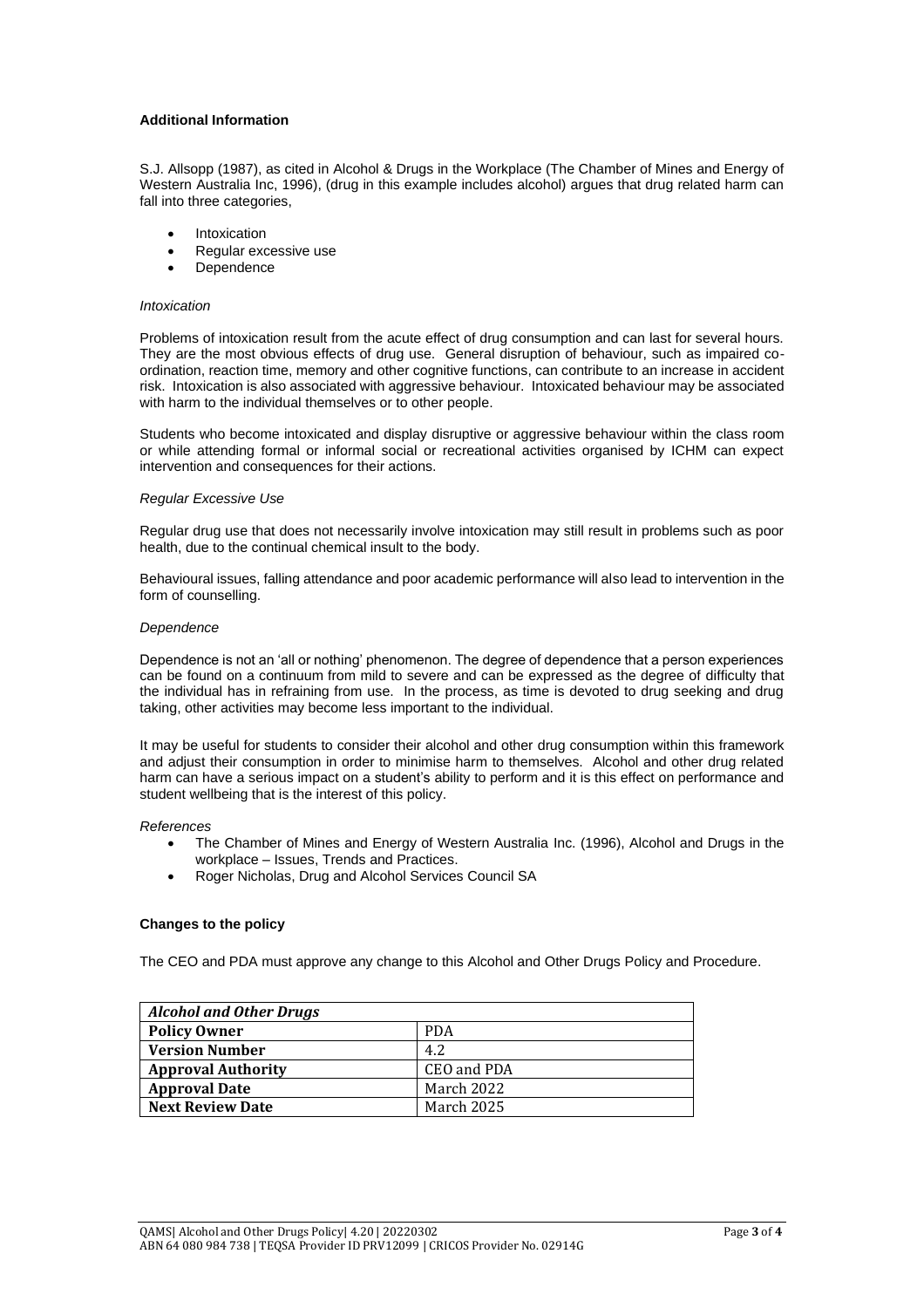**Additional Information**

S.J. Allsopp (1987), as cited in Alcohol & Drugs in the Workplace (The Chamber of Mines and Energy of Western Australia Inc, 1996), (drug in this example includes alcohol) argues that drug related harm can fall into three categories,

- Intoxication
- Regular excessive use
- Dependence

*Intoxication*

Problems of intoxication result from the acute effect of drug consumption and can last for several hours. They are the most obvious effects of drug use. General disruption of behaviour, such as impaired co-ordination, reaction time, memory and other cognitive functions, can contribute to an increase in accident risk. Intoxication is also associated with aggressive behaviour. Intoxicated behaviour may be associated with harm to the individual themselves or to other people.

Students who become intoxicated and display disruptive or aggressive behaviour within the class room or while attending formal or informal social or recreational activities organised by ICHM can expect intervention and consequences for their actions.

*Regular Excessive Use*

Regular drug use that does not necessarily involve intoxication may still result in problems such as poor health, due to the continual chemical insult to the body.

Behavioural issues, falling attendance and poor academic performance will also lead to intervention in the form of counselling.

*Dependence*

Dependence is not an 'all or nothing' phenomenon. The degree of dependence that a person experiences can be found on a continuum from mild to severe and can be expressed as the degree of difficulty that the individual has in refraining from use. In the process, as time is devoted to drug seeking and drug taking, other activities may become less important to the individual.

It may be useful for students to consider their alcohol and other drug consumption within this framework and adjust their consumption in order to minimise harm to themselves. Alcohol and other drug related harm can have a serious impact on a student's ability to perform and it is this effect on performance and student wellbeing that is the interest of this policy.

*References*

- The Chamber of Mines and Energy of Western Australia Inc. (1996), Alcohol and Drugs in the workplace – Issues, Trends and Practices.
- Roger Nicholas, Drug and Alcohol Services Council SA

**Changes to the policy**

The CEO and PDA must approve any change to this Alcohol and Other Drugs Policy and Procedure.

| *Alcohol and Other Drugs* | |
|---|---|
| **Policy Owner** | PDA |
| **Version Number** | 4.2 |
| **Approval Authority** | CEO and PDA |
| **Approval Date** | March 2022 |
| **Next Review Date** | March 2025 |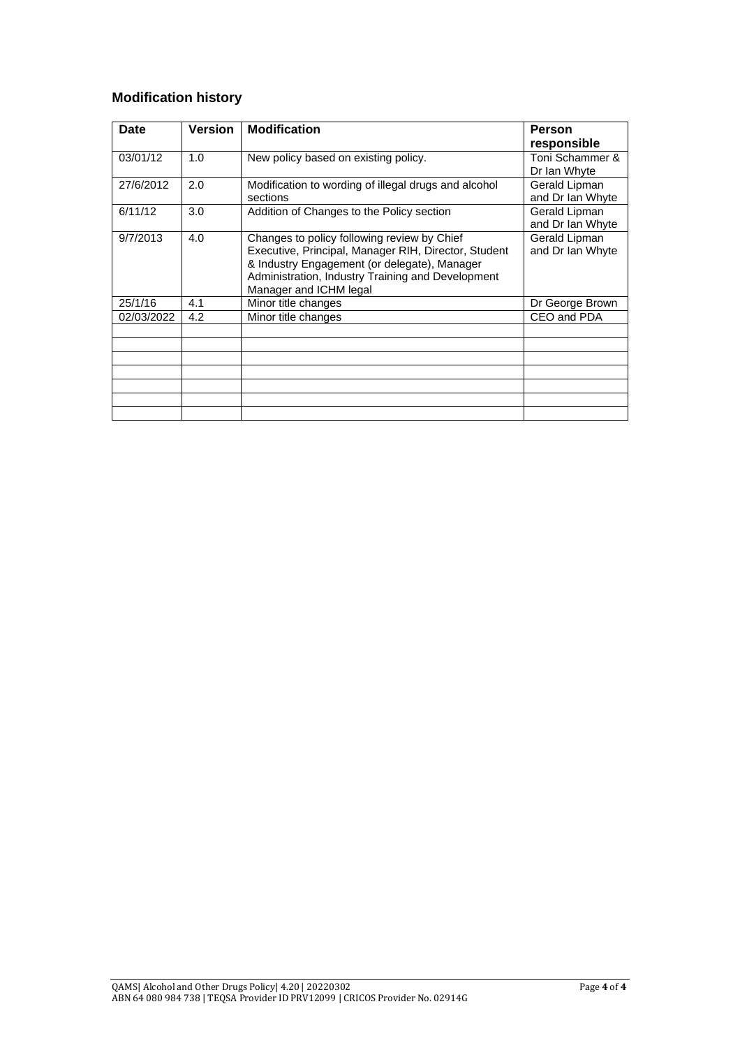## Modification history

| Date | Version | Modification | Person responsible |
|---|---|---|---|
| 03/01/12 | 1.0 | New policy based on existing policy. | Toni Schammer & Dr Ian Whyte |
| 27/6/2012 | 2.0 | Modification to wording of illegal drugs and alcohol sections | Gerald Lipman and Dr Ian Whyte |
| 6/11/12 | 3.0 | Addition of Changes to the Policy section | Gerald Lipman and Dr Ian Whyte |
| 9/7/2013 | 4.0 | Changes to policy following review by Chief Executive, Principal, Manager RIH, Director, Student & Industry Engagement (or delegate), Manager Administration, Industry Training and Development Manager and ICHM legal | Gerald Lipman and Dr Ian Whyte |
| 25/1/16 | 4.1 | Minor title changes | Dr George Brown |
| 02/03/2022 | 4.2 | Minor title changes | CEO and PDA |
| | | | |
| | | | |
| | | | |
| | | | |
| | | | |
| | | | |
| | | | |